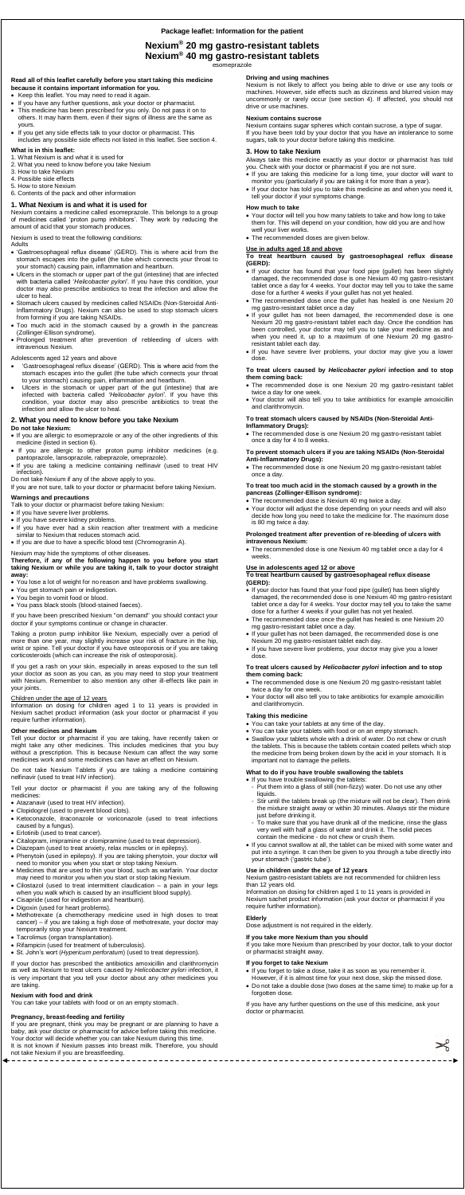# Package leaflet: Information for the patient

## Nexium® 20 mg gastro-resistant tablets
## Nexium® 40 mg gastro-resistant tablets

esomeprazole

**Read all of this leaflet carefully before you start taking this medicine because it contains important information for you.**

- Keep this leaflet. You may need to read it again.
- If you have any further questions, ask your doctor or pharmacist.
- This medicine has been prescribed for you only. Do not pass it on to others. It may harm them, even if their signs of illness are the same as yours.
- If you get any side effects talk to your doctor or pharmacist. This includes any possible side effects not listed in this leaflet. See section 4.

**What is in this leaflet:**

1. What Nexium is and what it is used for
2. What you need to know before you take Nexium
3. How to take Nexium
4. Possible side effects
5. How to store Nexium
6. Contents of the pack and other information

## 1. What Nexium is and what it is used for

Nexium contains a medicine called esomeprazole. This belongs to a group of medicines called 'proton pump inhibitors'. They work by reducing the amount of acid that your stomach produces.

Nexium is used to treat the following conditions:

Adults

- 'Gastroesophageal reflux disease' (GERD). This is where acid from the stomach escapes into the gullet (the tube which connects your throat to your stomach) causing pain, inflammation and heartburn.
- Ulcers in the stomach or upper part of the gut (intestine) that are infected with bacteria called '*Helicobacter pylori*'. If you have this condition, your doctor may also prescribe antibiotics to treat the infection and allow the ulcer to heal.
- Stomach ulcers caused by medicines called NSAIDs (Non-Steroidal Anti-Inflammatory Drugs). Nexium can also be used to stop stomach ulcers from forming if you are taking NSAIDs.
- Too much acid in the stomach caused by a growth in the pancreas (Zollinger-Ellison syndrome).
- Prolonged treatment after prevention of rebleeding of ulcers with intravenous Nexium.

Adolescents aged 12 years and above

- 'Gastroesophageal reflux disease' (GERD). This is where acid from the stomach escapes into the gullet (the tube which connects your throat to your stomach) causing pain, inflammation and heartburn.
- Ulcers in the stomach or upper part of the gut (intestine) that are infected with bacteria called '*Helicobacter pylori*'. If you have this condition, your doctor may also prescribe antibiotics to treat the infection and allow the ulcer to heal.

## 2. What you need to know before you take Nexium

**Do not take Nexium:**

- If you are allergic to esomeprazole or any of the other ingredients of this medicine (listed in section 6).
- If you are allergic to other proton pump inhibitor medicines (e.g. pantoprazole, lansoprazole, rabeprazole, omeprazole).
- If you are taking a medicine containing nelfinavir (used to treat HIV infection).

Do not take Nexium if any of the above apply to you.

If you are not sure, talk to your doctor or pharmacist before taking Nexium.

**Warnings and precautions**

Talk to your doctor or pharmacist before taking Nexium:

- If you have severe liver problems.
- If you have severe kidney problems.
- If you have ever had a skin reaction after treatment with a medicine similar to Nexium that reduces stomach acid.
- If you are due to have a specific blood test (Chromogranin A).

Nexium may hide the symptoms of other diseases.

**Therefore, if any of the following happen to you before you start taking Nexium or while you are taking it, talk to your doctor straight away:**

- You lose a lot of weight for no reason and have problems swallowing.
- You get stomach pain or indigestion.
- You begin to vomit food or blood.
- You pass black stools (blood-stained faeces).

If you have been prescribed Nexium "on demand" you should contact your doctor if your symptoms continue or change in character.

Taking a proton pump inhibitor like Nexium, especially over a period of more than one year, may slightly increase your risk of fracture in the hip, wrist or spine. Tell your doctor if you have osteoporosis or if you are taking corticosteroids (which can increase the risk of osteoporosis).

If you get a rash on your skin, especially in areas exposed to the sun tell your doctor as soon as you can, as you may need to stop your treatment with Nexium. Remember to also mention any other ill-effects like pain in your joints.

Children under the age of 12 years

Information on dosing for children aged 1 to 11 years is provided in Nexium sachet product information (ask your doctor or pharmacist if you require further information).

**Other medicines and Nexium**

Tell your doctor or pharmacist if you are taking, have recently taken or might take any other medicines. This includes medicines that you buy without a prescription. This is because Nexium can affect the way some medicines work and some medicines can have an effect on Nexium.

Do not take Nexium Tablets if you are taking a medicine containing nelfinavir (used to treat HIV infection).

Tell your doctor or pharmacist if you are taking any of the following medicines:

- Atazanavir (used to treat HIV infection).
- Clopidogrel (used to prevent blood clots).
- Ketoconazole, itraconazole or voriconazole (used to treat infections caused by a fungus).
- Erlotinib (used to treat cancer).
- Citalopram, imipramine or clomipramine (used to treat depression).
- Diazepam (used to treat anxiety, relax muscles or in epilepsy).
- Phenytoin (used in epilepsy). If you are taking phenytoin, your doctor will need to monitor you when you start or stop taking Nexium.
- Medicines that are used to thin your blood, such as warfarin. Your doctor may need to monitor you when you start or stop taking Nexium.
- Cilostazol (used to treat intermittent claudication – a pain in your legs when you walk which is caused by an insufficient blood supply).
- Cisapride (used for indigestion and heartburn).
- Digoxin (used for heart problems).
- Methotrexate (a chemotherapy medicine used in high doses to treat cancer) – if you are taking a high dose of methotrexate, your doctor may temporarily stop your Nexium treatment.
- Tacrolimus (organ transplantation).
- Rifampicin (used for treatment of tuberculosis).
- St. John's wort (*Hypericum perforatum*) (used to treat depression).

If your doctor has prescribed the antibiotics amoxicillin and clarithromycin as well as Nexium to treat ulcers caused by *Helicobacter pylori* infection, it is very important that you tell your doctor about any other medicines you are taking.

**Nexium with food and drink**

You can take your tablets with food or on an empty stomach.

**Pregnancy, breast-feeding and fertility**

If you are pregnant, think you may be pregnant or are planning to have a baby, ask your doctor or pharmacist for advice before taking this medicine. Your doctor will decide whether you can take Nexium during this time.

It is not known if Nexium passes into breast milk. Therefore, you should not take Nexium if you are breastfeeding.

**Driving and using machines**

Nexium is not likely to affect you being able to drive or use any tools or machines. However, side effects such as dizziness and blurred vision may uncommonly or rarely occur (see section 4). If affected, you should not drive or use machines.

**Nexium contains sucrose**

Nexium contains sugar spheres which contain sucrose, a type of sugar. If you have been told by your doctor that you have an intolerance to some sugars, talk to your doctor before taking this medicine.

## 3. How to take Nexium

Always take this medicine exactly as your doctor or pharmacist has told you. Check with your doctor or pharmacist if you are not sure.

- If you are taking this medicine for a long time, your doctor will want to monitor you (particularly if you are taking it for more than a year).
- If your doctor has told you to take this medicine as and when you need it, tell your doctor if your symptoms change.

**How much to take**

- Your doctor will tell you how many tablets to take and how long to take them for. This will depend on your condition, how old you are and how well your liver works.
- The recommended doses are given below.

**Use in adults aged 18 and above**

**To treat heartburn caused by gastroesophageal reflux disease (GERD):**

- If your doctor has found that your food pipe (gullet) has been slightly damaged, the recommended dose is one Nexium 40 mg gastro-resistant tablet once a day for 4 weeks. Your doctor may tell you to take the same dose for a further 4 weeks if your gullet has not yet healed.
- The recommended dose once the gullet has healed is one Nexium 20 mg gastro-resistant tablet once a day
- If your gullet has not been damaged, the recommended dose is one Nexium 20 mg gastro-resistant tablet each day. Once the condition has been controlled, your doctor may tell you to take your medicine as and when you need it, up to a maximum of one Nexium 20 mg gastro-resistant tablet each day.
- If you have severe liver problems, your doctor may give you a lower dose.

**To treat ulcers caused by *Helicobacter pylori* infection and to stop them coming back:**

- The recommended dose is one Nexium 20 mg gastro-resistant tablet twice a day for one week.
- Your doctor will also tell you to take antibiotics for example amoxicillin and clarithromycin.

**To treat stomach ulcers caused by NSAIDs (Non-Steroidal Anti-Inflammatory Drugs):**

- The recommended dose is one Nexium 20 mg gastro-resistant tablet once a day for 4 to 8 weeks.

**To prevent stomach ulcers if you are taking NSAIDs (Non-Steroidal Anti-Inflammatory Drugs):**

- The recommended dose is one Nexium 20 mg gastro-resistant tablet once a day.

**To treat too much acid in the stomach caused by a growth in the pancreas (Zollinger-Ellison syndrome):**

- The recommended dose is Nexium 40 mg twice a day.
- Your doctor will adjust the dose depending on your needs and will also decide how long you need to take the medicine for. The maximum dose is 80 mg twice a day.

**Prolonged treatment after prevention of re-bleeding of ulcers with intravenous Nexium:**

- The recommended dose is one Nexium 40 mg tablet once a day for 4 weeks.

**Use in adolescents aged 12 or above**

**To treat heartburn caused by gastroesophageal reflux disease (GERD):**

- If your doctor has found that your food pipe (gullet) has been slightly damaged, the recommended dose is one Nexium 40 mg gastro-resistant tablet once a day for 4 weeks. Your doctor may tell you to take the same dose for a further 4 weeks if your gullet has not yet healed.
- The recommended dose once the gullet has healed is one Nexium 20 mg gastro-resistant tablet once a day.
- If your gullet has not been damaged, the recommended dose is one Nexium 20 mg gastro-resistant tablet each day.
- If you have severe liver problems, your doctor may give you a lower dose.

**To treat ulcers caused by *Helicobacter pylori* infection and to stop them coming back:**

- The recommended dose is one Nexium 20 mg gastro-resistant tablet twice a day for one week.
- Your doctor will also tell you to take antibiotics for example amoxicillin and clarithromycin.

**Taking this medicine**

- You can take your tablets at any time of the day.
- You can take your tablets with food or on an empty stomach.
- Swallow your tablets whole with a drink of water. Do not chew or crush the tablets. This is because the tablets contain coated pellets which stop the medicine from being broken down by the acid in your stomach. It is important not to damage the pellets.

**What to do if you have trouble swallowing the tablets**

- If you have trouble swallowing the tablets:
  - Put them into a glass of still (non-fizzy) water. Do not use any other liquids.
  - Stir until the tablets break up (the mixture will not be clear). Then drink the mixture straight away or within 30 minutes. Always stir the mixture just before drinking it.
  - To make sure that you have drunk all of the medicine, rinse the glass very well with half a glass of water and drink it. The solid pieces contain the medicine - do not chew or crush them.
- If you cannot swallow at all, the tablet can be mixed with some water and put into a syringe. It can then be given to you through a tube directly into your stomach ('gastric tube').

**Use in children under the age of 12 years**

Nexium gastro-resistant tablets are not recommended for children less than 12 years old.

Information on dosing for children aged 1 to 11 years is provided in Nexium sachet product information (ask your doctor or pharmacist if you require further information).

**Elderly**

Dose adjustment is not required in the elderly.

**If you take more Nexium than you should**

If you take more Nexium than prescribed by your doctor, talk to your doctor or pharmacist straight away.

**If you forget to take Nexium**

- If you forget to take a dose, take it as soon as you remember it. However, if it is almost time for your next dose, skip the missed dose.
- Do not take a double dose (two doses at the same time) to make up for a forgotten dose.

If you have any further questions on the use of this medicine, ask your doctor or pharmacist.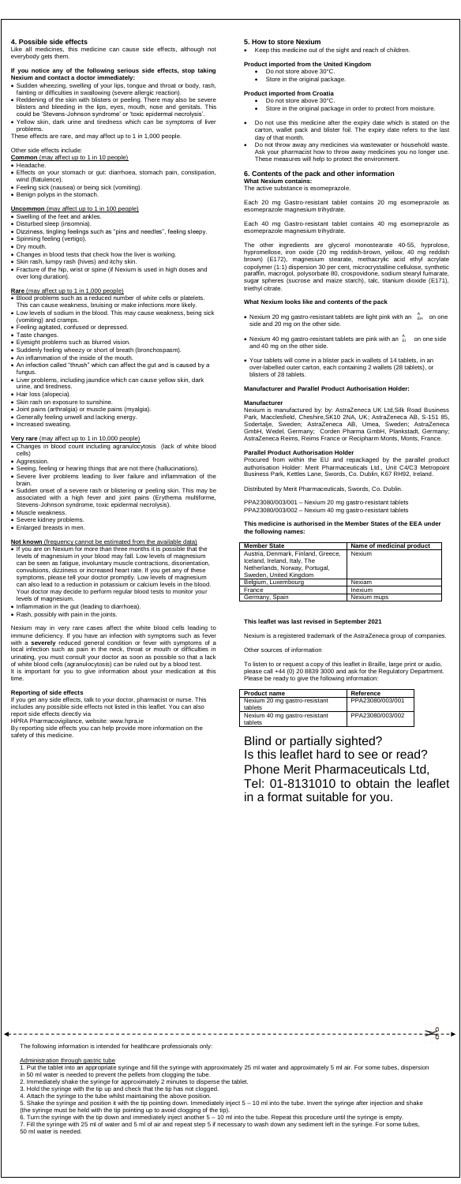## 4. Possible side effects

Like all medicines, this medicine can cause side effects, although not everybody gets them.

**If you notice any of the following serious side effects, stop taking Nexium and contact a doctor immediately:**

- Sudden wheezing, swelling of your lips, tongue and throat or body, rash, fainting or difficulties in swallowing (severe allergic reaction).
- Reddening of the skin with blisters or peeling. There may also be severe blisters and bleeding in the lips, eyes, mouth, nose and genitals. This could be 'Stevens-Johnson syndrome' or 'toxic epidermal necrolysis'.
- Yellow skin, dark urine and tiredness which can be symptoms of liver problems.

These effects are rare, and may affect up to 1 in 1,000 people.

Other side effects include:

**Common** (may affect up to 1 in 10 people)

- Headache.
- Effects on your stomach or gut: diarrhoea, stomach pain, constipation, wind (flatulence).
- Feeling sick (nausea) or being sick (vomiting).
- Benign polyps in the stomach.

**Uncommon** (may affect up to 1 in 100 people)

- Swelling of the feet and ankles.
- Disturbed sleep (insomnia).
- Dizziness, tingling feelings such as "pins and needles", feeling sleepy.
- Spinning feeling (vertigo).
- Dry mouth.
- Changes in blood tests that check how the liver is working.
- Skin rash, lumpy rash (hives) and itchy skin.
- Fracture of the hip, wrist or spine (if Nexium is used in high doses and over long duration).

**Rare** (may affect up to 1 in 1,000 people)

- Blood problems such as a reduced number of white cells or platelets. This can cause weakness, bruising or make infections more likely.
- Low levels of sodium in the blood. This may cause weakness, being sick (vomiting) and cramps.
- Feeling agitated, confused or depressed.
- Taste changes.
- Eyesight problems such as blurred vision.
- Suddenly feeling wheezy or short of breath (bronchospasm).
- An inflammation of the inside of the mouth.
- An infection called "thrush" which can affect the gut and is caused by a fungus.
- Liver problems, including jaundice which can cause yellow skin, dark urine, and tiredness.
- Hair loss (alopecia).
- Skin rash on exposure to sunshine.
- Joint pains (arthralgia) or muscle pains (myalgia).
- Generally feeling unwell and lacking energy.
- Increased sweating.

**Very rare** (may affect up to 1 in 10,000 people)

- Changes in blood count including agranulocytosis (lack of white blood cells)
- Aggression.
- Seeing, feeling or hearing things that are not there (hallucinations).
- Severe liver problems leading to liver failure and inflammation of the brain.
- Sudden onset of a severe rash or blistering or peeling skin. This may be associated with a high fever and joint pains (Erythema multiforme, Stevens-Johnson syndrome, toxic epidermal necrolysis).
- Muscle weakness.
- Severe kidney problems.
- Enlarged breasts in men.

**Not known** (frequency cannot be estimated from the available data)

- If you are on Nexium for more than three months it is possible that the levels of magnesium in your blood may fall. Low levels of magnesium can be seen as fatigue, involuntary muscle contractions, disorientation, convulsions, dizziness or increased heart rate. If you get any of these symptoms, please tell your doctor promptly. Low levels of magnesium can also lead to a reduction in potassium or calcium levels in the blood. Your doctor may decide to perform regular blood tests to monitor your levels of magnesium.
- Inflammation in the gut (leading to diarrhoea).
- Rash, possibly with pain in the joints.

Nexium may in very rare cases affect the white blood cells leading to immune deficiency. If you have an infection with symptoms such as fever with a **severely** reduced general condition or fever with symptoms of a local infection such as pain in the neck, throat or mouth or difficulties in urinating, you must consult your doctor as soon as possible so that a lack of white blood cells (agranulocytosis) can be ruled out by a blood test. It is important for you to give information about your medication at this time.

**Reporting of side effects**

If you get any side effects, talk to your doctor, pharmacist or nurse. This includes any possible side effects not listed in this leaflet. You can also report side effects directly via
HPRA Pharmacovigilance, website: www.hpra.ie
By reporting side effects you can help provide more information on the safety of this medicine.

## 5. How to store Nexium

- Keep this medicine out of the sight and reach of children.

**Product imported from the United Kingdom**

- Do not store above 30°C.
- Store in the original package.

**Product imported from Croatia**

- Do not store above 30°C.
- Store in the original package in order to protect from moisture.

- Do not use this medicine after the expiry date which is stated on the carton, wallet pack and blister foil. The expiry date refers to the last day of that month.
- Do not throw away any medicines via wastewater or household waste. Ask your pharmacist how to throw away medicines you no longer use. These measures will help to protect the environment.

## 6. Contents of the pack and other information

**What Nexium contains:**
The active substance is esomeprazole.

Each 20 mg Gastro-resistant tablet contains 20 mg esomeprazole as esomeprazole magnesium trihydrate.

Each 40 mg Gastro-resistant tablet contains 40 mg esomeprazole as esomeprazole magnesium trihydrate.

The other ingredients are glycerol monostearate 40-55, hyprolose, hypromellose, iron oxide (20 mg reddish-brown, yellow, 40 mg reddish brown) (E172), magnesium stearate, methacrylic acid ethyl acrylate copolymer (1:1) dispersion 30 per cent, microcrystalline cellulose, synthetic paraffin, macrogol, polysorbate 80, crospovidone, sodium stearyl fumarate, sugar spheres (sucrose and maize starch), talc, titanium dioxide (E171), triethyl citrate.

**What Nexium looks like and contents of the pack**

- Nexium 20 mg gastro-resistant tablets are light pink with an A/EH on one side and 20 mg on the other side.
- Nexium 40 mg gastro-resistant tablets are pink with an A/EI on one side and 40 mg on the other side.
- Your tablets will come in a blister pack in wallets of 14 tablets, in an over-labelled outer carton, each containing 2 wallets (28 tablets), or blisters of 28 tablets.

**Manufacturer and Parallel Product Authorisation Holder:**

**Manufacturer**
Nexium is manufactured by: by: AstraZeneca UK Ltd,Silk Road Business Park, Macclesfield, Cheshire,SK10 2NA, UK; AstraZeneca AB, S-151 85, Sodertalje, Sweden; AstraZeneca AB, Umea, Sweden; AstraZeneca GmbH, Wedel, Germany; Corden Pharma GmbH, Plankstadt, Germany; AstraZeneca Reims, Reims France or Recipharm Monts, Monts, France.

**Parallel Product Authorisation Holder**
Procured from within the EU and repackaged by the parallel product authorisation Holder: Merit Pharmaceuticals Ltd., Unit C4/C3 Metropoint Business Park, Kettles Lane, Swords, Co. Dublin, K67 RH92, Ireland.

Distributed by Merit Pharmaceuticals, Swords, Co. Dublin.

PPA23080/003/001 – Nexium 20 mg gastro-resistant tablets
PPA23080/003/002 – Nexium 40 mg gastro-resistant tablets

**This medicine is authorised in the Member States of the EEA under the following names:**

| Member State | Name of medicinal product |
|---|---|
| Austria, Denmark, Finland, Greece, Iceland, Ireland, Italy, The Netherlands, Norway, Portugal, Sweden, United Kingdom | Nexium |
| Belgium, Luxembourg | Nexiam |
| France | Inexium |
| Germany, Spain | Nexium mups |

**This leaflet was last revised in September 2021**

Nexium is a registered trademark of the AstraZeneca group of companies.

Other sources of information

To listen to or request a copy of this leaflet in Braille, large print or audio, please call +44 (0) 20 8839 3000 and ask for the Regulatory Department. Please be ready to give the following information:

| Product name | Reference |
|---|---|
| Nexium 20 mg gastro-resistant tablets | PPA23080/003/001 |
| Nexium 40 mg gastro-resistant tablets | PPA23080/003/002 |

Blind or partially sighted?
Is this leaflet hard to see or read?
Phone Merit Pharmaceuticals Ltd, Tel: 01-8131010 to obtain the leaflet in a format suitable for you.

---

The following information is intended for healthcare professionals only:

Administration through gastric tube

1. Put the tablet into an appropriate syringe and fill the syringe with approximately 25 ml water and approximately 5 ml air. For some tubes, dispersion in 50 ml water is needed to prevent the pellets from clogging the tube.
2. Immediately shake the syringe for approximately 2 minutes to disperse the tablet.
3. Hold the syringe with the tip up and check that the tip has not clogged.
4. Attach the syringe to the tube whilst maintaining the above position.
5. Shake the syringe and position it with the tip pointing down. Immediately inject 5 – 10 ml into the tube. Invert the syringe after injection and shake (the syringe must be held with the tip pointing up to avoid clogging of the tip).
6. Turn the syringe with the tip down and immediately inject another 5 – 10 ml into the tube. Repeat this procedure until the syringe is empty.
7. Fill the syringe with 25 ml of water and 5 ml of air and repeat step 5 if necessary to wash down any sediment left in the syringe. For some tubes, 50 ml water is needed.